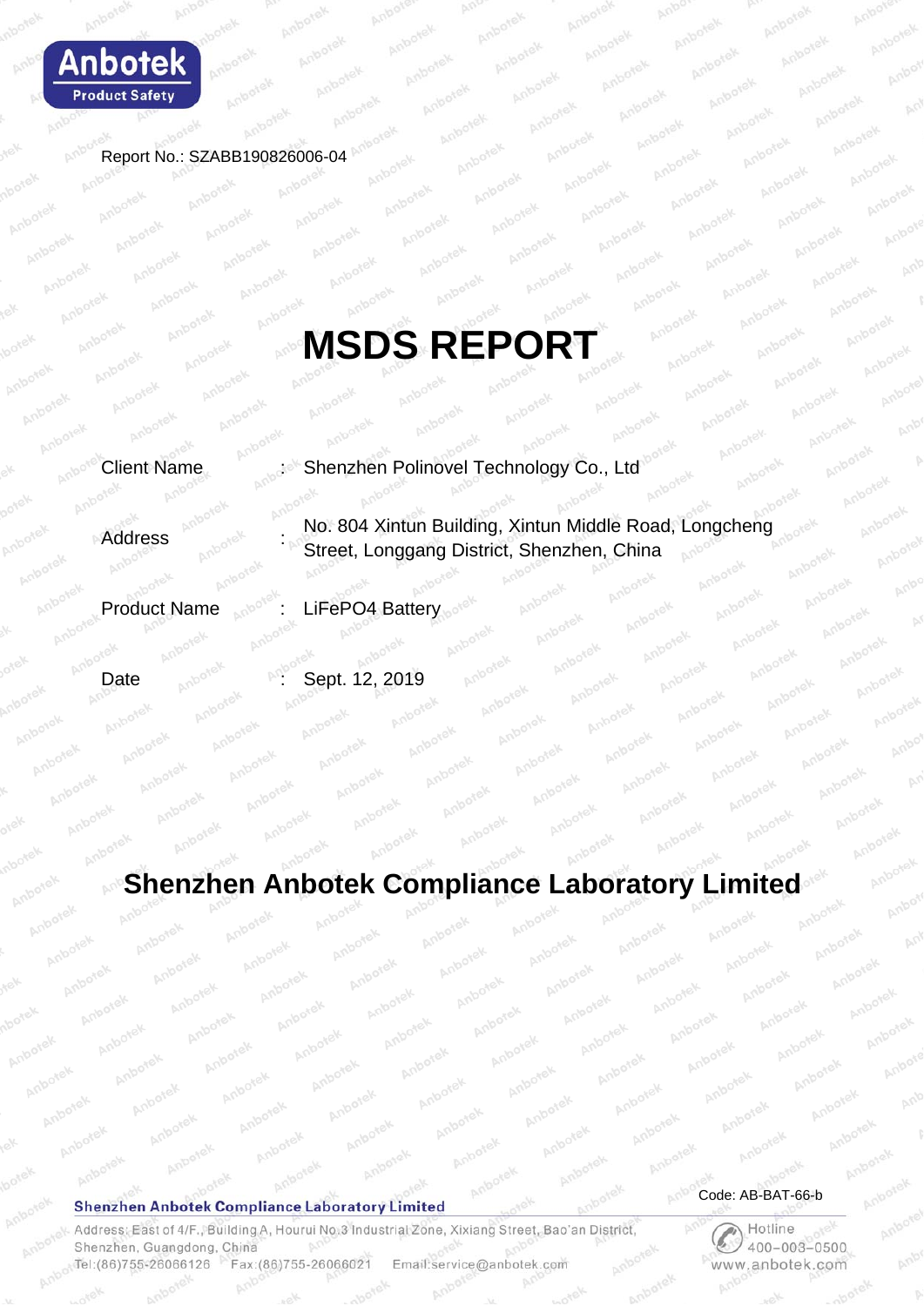Report No.: SZABB190826006-04

# MSDS REPORT

| | | |
|---|---|---|
| Client Name | : | Shenzhen Polinovel Technology Co., Ltd |
| Address | : | No. 804 Xintun Building, Xintun Middle Road, Longcheng Street, Longgang District, Shenzhen, China |
| Product Name | : | $LiFePO_4$ Battery |
| Date | : | Sept. 12, 2019 |

## Shenzhen Anbotek Compliance Laboratory Limited

Code: AB-BAT-66-b

Shenzhen Anbotek Compliance Laboratory Limited

Address: East of 4/F., Building A, Hourui No.3 Industrial Zone, Xixiang Street, Bao'an District, Shenzhen, Guangdong, China

Tel:(86)755-26066126 Fax:(86)755-26066021 Email:service@anbotek.com

Hotline 400-003-0500

www.anbotek.com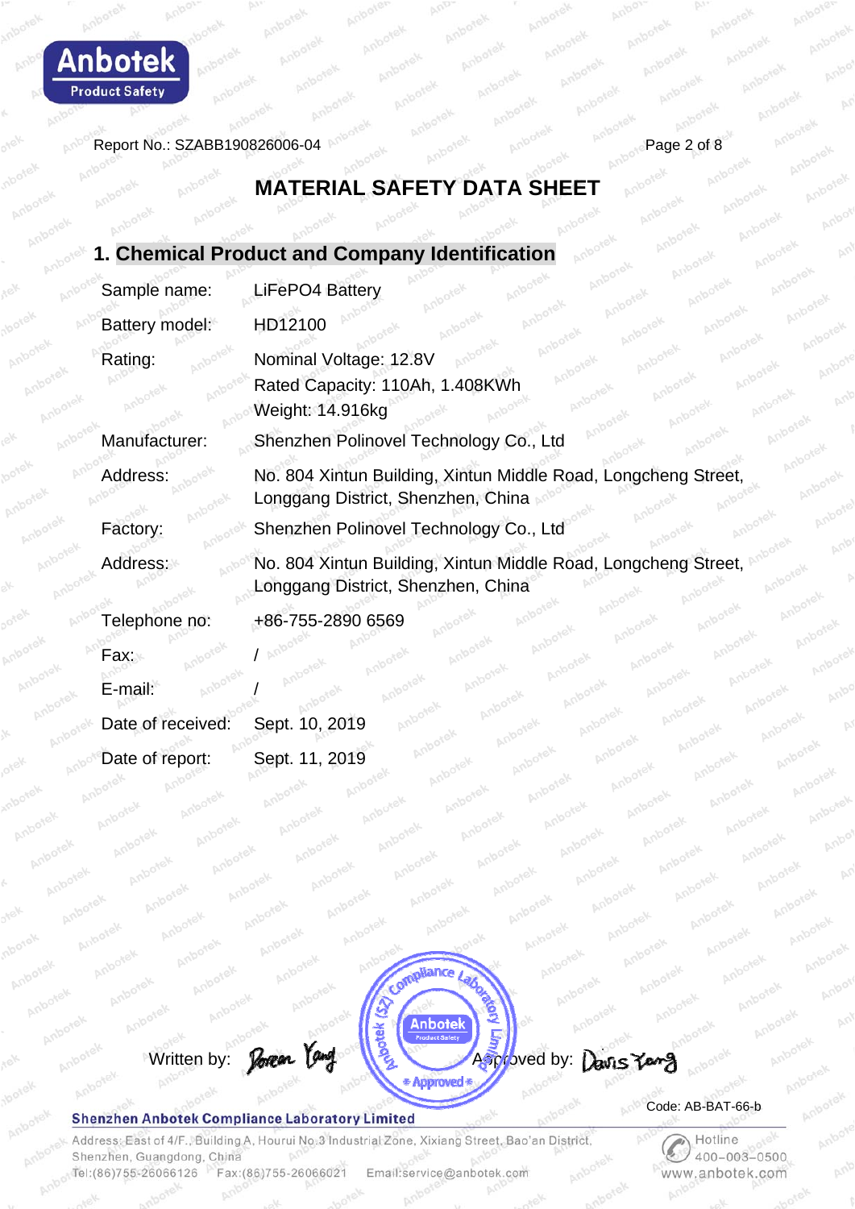Report No.: SZABB190826006-04

# MATERIAL SAFETY DATA SHEET

## 1. Chemical Product and Company Identification

| | |
|---|---|
| Sample name: | LiFePO4 Battery |
| Battery model: | HD12100 |
| Rating: | Nominal Voltage: 12.8V<br>Rated Capacity: 110Ah, 1.408KWh<br>Weight: 14.916kg |
| Manufacturer: | Shenzhen Polinovel Technology Co., Ltd |
| Address: | No. 804 Xintun Building, Xintun Middle Road, Longcheng Street, Longgang District, Shenzhen, China |
| Factory: | Shenzhen Polinovel Technology Co., Ltd |
| Address: | No. 804 Xintun Building, Xintun Middle Road, Longcheng Street, Longgang District, Shenzhen, China |
| Telephone no: | +86-755-2890 6569 |
| Fax: | / |
| E-mail: | / |
| Date of received: | Sept. 10, 2019 |
| Date of report: | Sept. 11, 2019 |

Written by: Doreen Yang    Approved by: Davis Yang

Code: AB-BAT-66-b

**Shenzhen Anbotek Compliance Laboratory Limited**

Address: East of 4/F., Building A, Hourui No.3 Industrial Zone, Xixiang Street, Bao'an District, Shenzhen, Guangdong, China
Tel:(86)755-26066126 Fax:(86)755-26066021 Email:service@anbotek.com
Hotline 400-003-0500 www.anbotek.com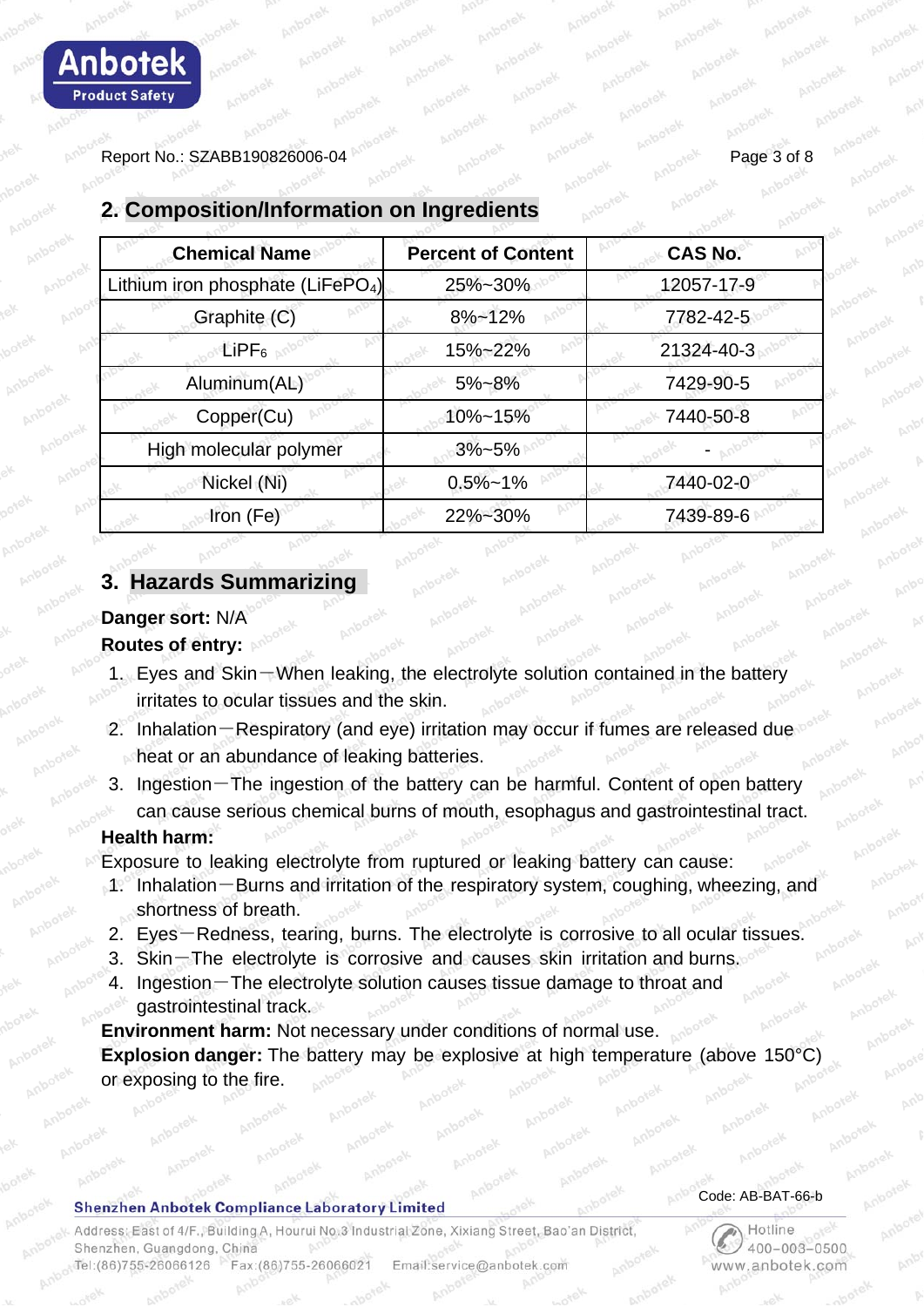## 2. Composition/Information on Ingredients

| Chemical Name | Percent of Content | CAS No. |
|---|---|---|
| Lithium iron phosphate ($LiFePO_4$) | 25%~30% | 12057-17-9 |
| Graphite (C) | 8%~12% | 7782-42-5 |
| $LiPF_6$ | 15%~22% | 21324-40-3 |
| Aluminum(AL) | 5%~8% | 7429-90-5 |
| Copper(Cu) | 10%~15% | 7440-50-8 |
| High molecular polymer | 3%~5% | - |
| Nickel (Ni) | 0.5%~1% | 7440-02-0 |
| Iron (Fe) | 22%~30% | 7439-89-6 |

## 3. Hazards Summarizing

**Danger sort:** N/A

**Routes of entry:**

1. Eyes and Skin—When leaking, the electrolyte solution contained in the battery irritates to ocular tissues and the skin.
2. Inhalation—Respiratory (and eye) irritation may occur if fumes are released due heat or an abundance of leaking batteries.
3. Ingestion—The ingestion of the battery can be harmful. Content of open battery can cause serious chemical burns of mouth, esophagus and gastrointestinal tract.

**Health harm:**

Exposure to leaking electrolyte from ruptured or leaking battery can cause:

1. Inhalation—Burns and irritation of the respiratory system, coughing, wheezing, and shortness of breath.
2. Eyes—Redness, tearing, burns. The electrolyte is corrosive to all ocular tissues.
3. Skin—The electrolyte is corrosive and causes skin irritation and burns.
4. Ingestion—The electrolyte solution causes tissue damage to throat and gastrointestinal track.

**Environment harm:** Not necessary under conditions of normal use.

**Explosion danger:** The battery may be explosive at high temperature (above 150°C) or exposing to the fire.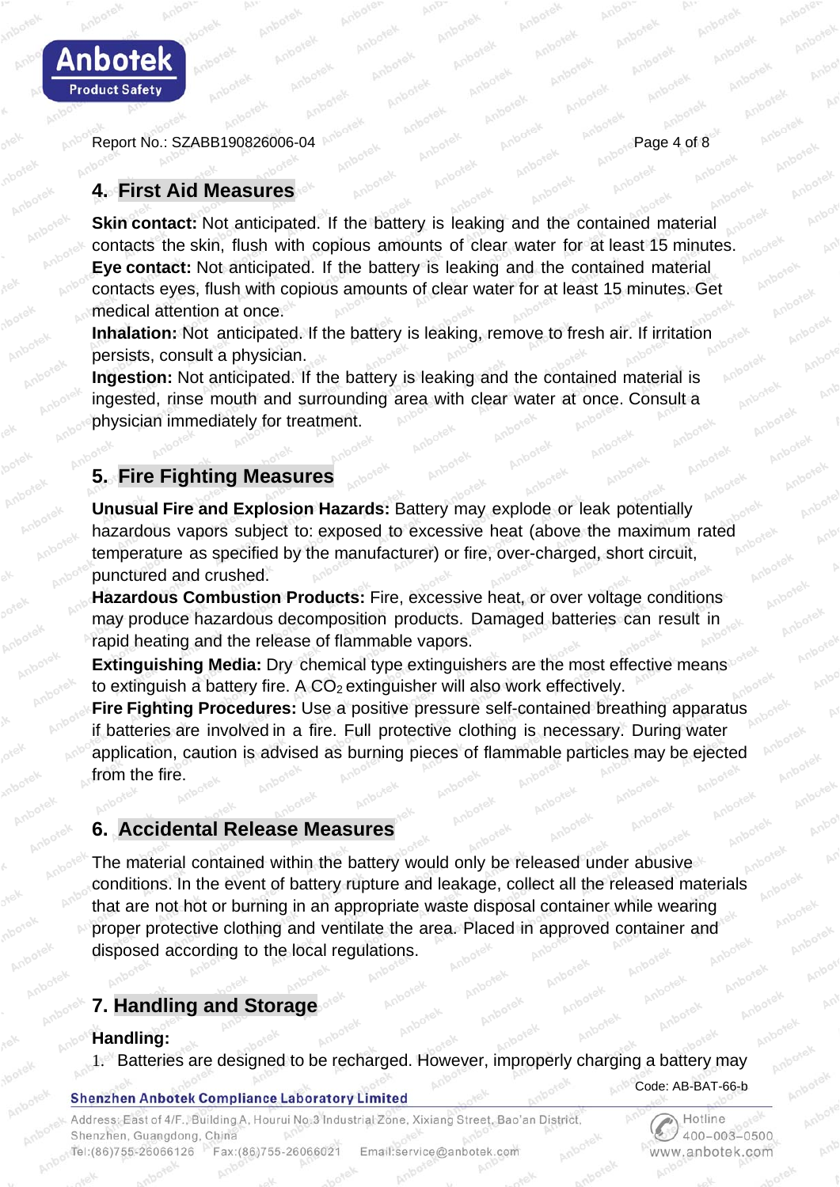## 4. First Aid Measures

**Skin contact:** Not anticipated. If the battery is leaking and the contained material contacts the skin, flush with copious amounts of clear water for at least 15 minutes.

**Eye contact:** Not anticipated. If the battery is leaking and the contained material contacts eyes, flush with copious amounts of clear water for at least 15 minutes. Get medical attention at once.

**Inhalation:** Not anticipated. If the battery is leaking, remove to fresh air. If irritation persists, consult a physician.

**Ingestion:** Not anticipated. If the battery is leaking and the contained material is ingested, rinse mouth and surrounding area with clear water at once. Consult a physician immediately for treatment.

## 5. Fire Fighting Measures

**Unusual Fire and Explosion Hazards:** Battery may explode or leak potentially hazardous vapors subject to: exposed to excessive heat (above the maximum rated temperature as specified by the manufacturer) or fire, over-charged, short circuit, punctured and crushed.

**Hazardous Combustion Products:** Fire, excessive heat, or over voltage conditions may produce hazardous decomposition products. Damaged batteries can result in rapid heating and the release of flammable vapors.

**Extinguishing Media:** Dry chemical type extinguishers are the most effective means to extinguish a battery fire. A $CO_2$ extinguisher will also work effectively.

**Fire Fighting Procedures:** Use a positive pressure self-contained breathing apparatus if batteries are involved in a fire. Full protective clothing is necessary. During water application, caution is advised as burning pieces of flammable particles may be ejected from the fire.

## 6. Accidental Release Measures

The material contained within the battery would only be released under abusive conditions. In the event of battery rupture and leakage, collect all the released materials that are not hot or burning in an appropriate waste disposal container while wearing proper protective clothing and ventilate the area. Placed in approved container and disposed according to the local regulations.

## 7. Handling and Storage

**Handling:**

1. Batteries are designed to be recharged. However, improperly charging a battery may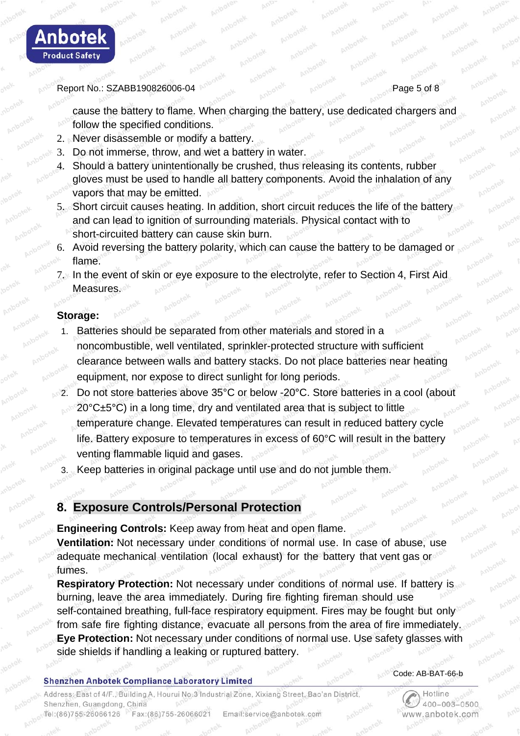cause the battery to flame. When charging the battery, use dedicated chargers and follow the specified conditions.

2. Never disassemble or modify a battery.
3. Do not immerse, throw, and wet a battery in water.
4. Should a battery unintentionally be crushed, thus releasing its contents, rubber gloves must be used to handle all battery components. Avoid the inhalation of any vapors that may be emitted.
5. Short circuit causes heating. In addition, short circuit reduces the life of the battery and can lead to ignition of surrounding materials. Physical contact with to short-circuited battery can cause skin burn.
6. Avoid reversing the battery polarity, which can cause the battery to be damaged or flame.
7. In the event of skin or eye exposure to the electrolyte, refer to Section 4, First Aid Measures.

**Storage:**

1. Batteries should be separated from other materials and stored in a noncombustible, well ventilated, sprinkler-protected structure with sufficient clearance between walls and battery stacks. Do not place batteries near heating equipment, nor expose to direct sunlight for long periods.
2. Do not store batteries above 35°C or below -20°C. Store batteries in a cool (about 20°C±5°C) in a long time, dry and ventilated area that is subject to little temperature change. Elevated temperatures can result in reduced battery cycle life. Battery exposure to temperatures in excess of 60°C will result in the battery venting flammable liquid and gases.
3. Keep batteries in original package until use and do not jumble them.

## 8. Exposure Controls/Personal Protection

**Engineering Controls:** Keep away from heat and open flame.
**Ventilation:** Not necessary under conditions of normal use. In case of abuse, use adequate mechanical ventilation (local exhaust) for the battery that vent gas or fumes.
**Respiratory Protection:** Not necessary under conditions of normal use. If battery is burning, leave the area immediately. During fire fighting fireman should use self-contained breathing, full-face respiratory equipment. Fires may be fought but only from safe fire fighting distance, evacuate all persons from the area of fire immediately.
**Eye Protection:** Not necessary under conditions of normal use. Use safety glasses with side shields if handling a leaking or ruptured battery.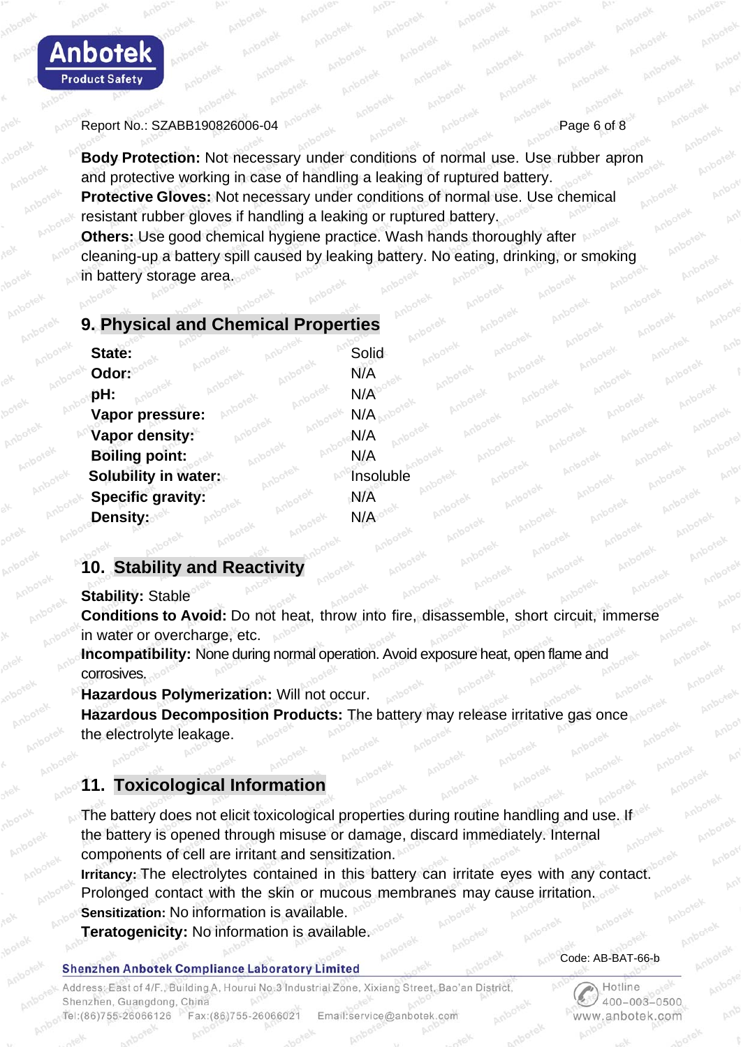**Body Protection:** Not necessary under conditions of normal use. Use rubber apron and protective working in case of handling a leaking of ruptured battery.
**Protective Gloves:** Not necessary under conditions of normal use. Use chemical resistant rubber gloves if handling a leaking or ruptured battery.
**Others:** Use good chemical hygiene practice. Wash hands thoroughly after cleaning-up a battery spill caused by leaking battery. No eating, drinking, or smoking in battery storage area.

## 9. Physical and Chemical Properties

| | |
|---|---|
| **State:** | Solid |
| **Odor:** | N/A |
| **pH:** | N/A |
| **Vapor pressure:** | N/A |
| **Vapor density:** | N/A |
| **Boiling point:** | N/A |
| **Solubility in water:** | Insoluble |
| **Specific gravity:** | N/A |
| **Density:** | N/A |

## 10. Stability and Reactivity

**Stability:** Stable
**Conditions to Avoid:** Do not heat, throw into fire, disassemble, short circuit, immerse in water or overcharge, etc.
**Incompatibility:** None during normal operation. Avoid exposure heat, open flame and corrosives.
**Hazardous Polymerization:** Will not occur.
**Hazardous Decomposition Products:** The battery may release irritative gas once the electrolyte leakage.

## 11. Toxicological Information

The battery does not elicit toxicological properties during routine handling and use. If the battery is opened through misuse or damage, discard immediately. Internal components of cell are irritant and sensitization.
**Irritancy:** The electrolytes contained in this battery can irritate eyes with any contact. Prolonged contact with the skin or mucous membranes may cause irritation.
**Sensitization:** No information is available.
**Teratogenicity:** No information is available.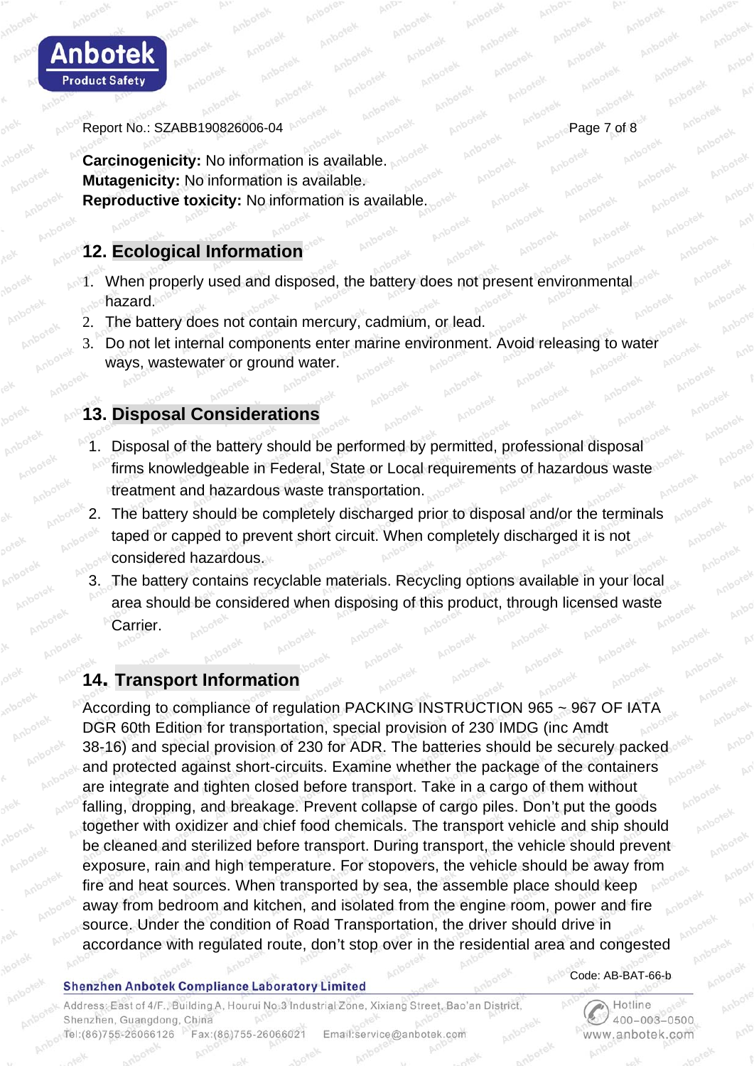**Carcinogenicity:** No information is available.
**Mutagenicity:** No information is available.
**Reproductive toxicity:** No information is available.

## 12. Ecological Information

1. When properly used and disposed, the battery does not present environmental hazard.
2. The battery does not contain mercury, cadmium, or lead.
3. Do not let internal components enter marine environment. Avoid releasing to water ways, wastewater or ground water.

## 13. Disposal Considerations

1. Disposal of the battery should be performed by permitted, professional disposal firms knowledgeable in Federal, State or Local requirements of hazardous waste treatment and hazardous waste transportation.
2. The battery should be completely discharged prior to disposal and/or the terminals taped or capped to prevent short circuit. When completely discharged it is not considered hazardous.
3. The battery contains recyclable materials. Recycling options available in your local area should be considered when disposing of this product, through licensed waste Carrier.

## 14. Transport Information

According to compliance of regulation PACKING INSTRUCTION 965 ~ 967 OF IATA DGR 60th Edition for transportation, special provision of 230 IMDG (inc Amdt 38-16) and special provision of 230 for ADR. The batteries should be securely packed and protected against short-circuits. Examine whether the package of the containers are integrate and tighten closed before transport. Take in a cargo of them without falling, dropping, and breakage. Prevent collapse of cargo piles. Don't put the goods together with oxidizer and chief food chemicals. The transport vehicle and ship should be cleaned and sterilized before transport. During transport, the vehicle should prevent exposure, rain and high temperature. For stopovers, the vehicle should be away from fire and heat sources. When transported by sea, the assemble place should keep away from bedroom and kitchen, and isolated from the engine room, power and fire source. Under the condition of Road Transportation, the driver should drive in accordance with regulated route, don't stop over in the residential area and congested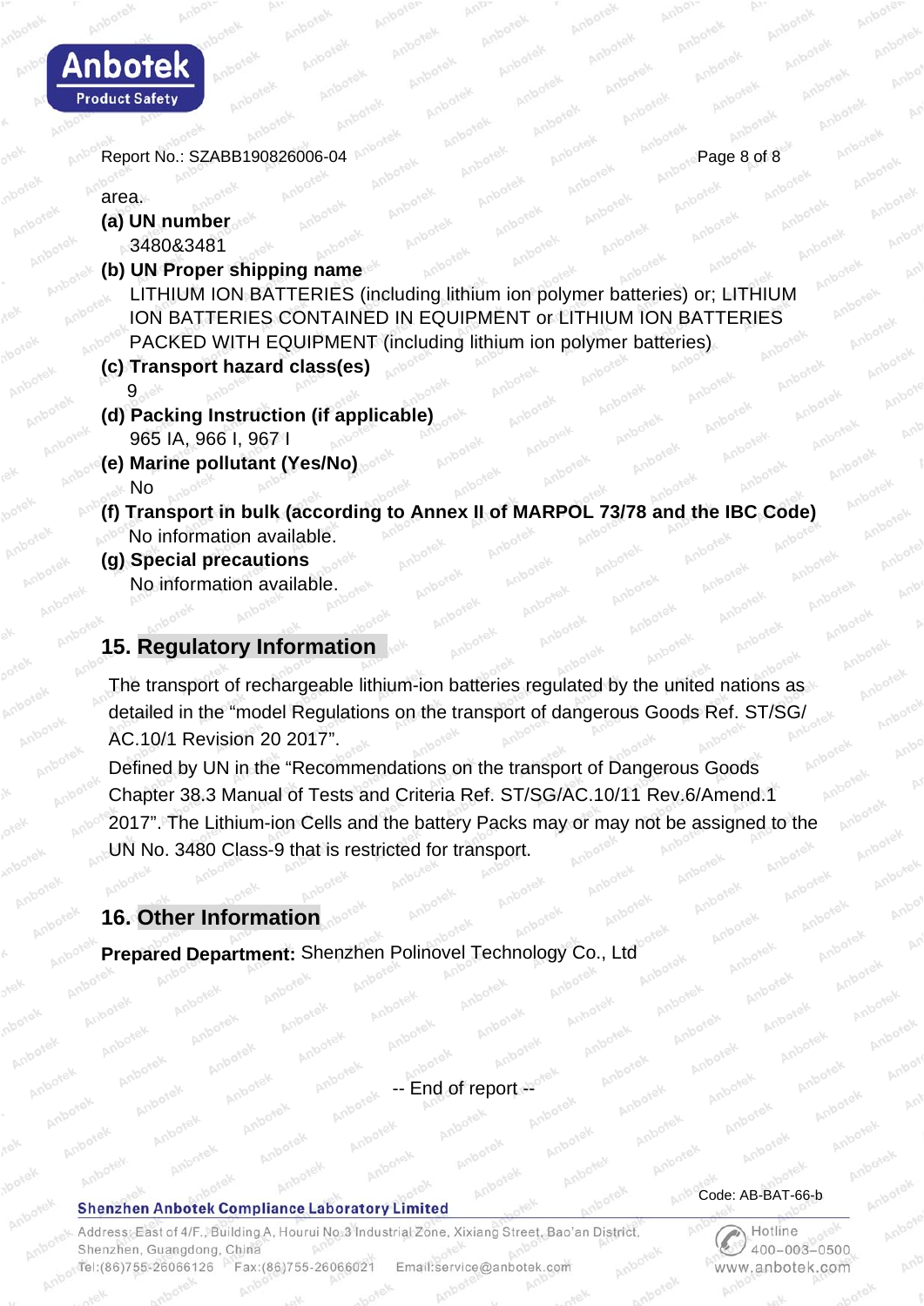area.

**(a) UN number**

3480&3481

**(b) UN Proper shipping name**

LITHIUM ION BATTERIES (including lithium ion polymer batteries) or; LITHIUM ION BATTERIES CONTAINED IN EQUIPMENT or LITHIUM ION BATTERIES PACKED WITH EQUIPMENT (including lithium ion polymer batteries)

**(c) Transport hazard class(es)**

9

**(d) Packing Instruction (if applicable)**

965 IA, 966 I, 967 I

**(e) Marine pollutant (Yes/No)**

No

**(f) Transport in bulk (according to Annex II of MARPOL 73/78 and the IBC Code)**

No information available.

**(g) Special precautions**

No information available.

## 15. Regulatory Information

The transport of rechargeable lithium-ion batteries regulated by the united nations as detailed in the "model Regulations on the transport of dangerous Goods Ref. ST/SG/ AC.10/1 Revision 20 2017".

Defined by UN in the "Recommendations on the transport of Dangerous Goods Chapter 38.3 Manual of Tests and Criteria Ref. ST/SG/AC.10/11 Rev.6/Amend.1 2017". The Lithium-ion Cells and the battery Packs may or may not be assigned to the UN No. 3480 Class-9 that is restricted for transport.

## 16. Other Information

**Prepared Department:** Shenzhen Polinovel Technology Co., Ltd

-- End of report --